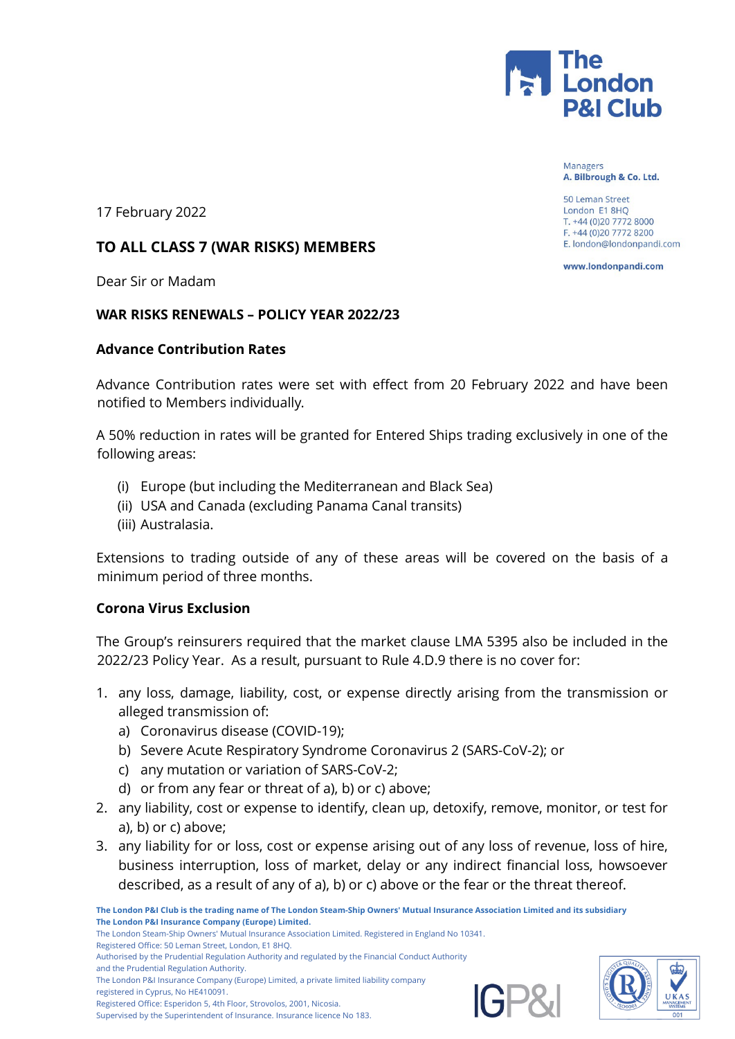The London P&I Club

Managers
**A. Bilbrough & Co. Ltd.**

50 Leman Street
London E1 8HQ
T. +44 (0)20 7772 8000
F. +44 (0)20 7772 8200
E. london@londonpandi.com

**www.londonpandi.com**

17 February 2022

**TO ALL CLASS 7 (WAR RISKS) MEMBERS**

Dear Sir or Madam

**WAR RISKS RENEWALS – POLICY YEAR 2022/23**

**Advance Contribution Rates**

Advance Contribution rates were set with effect from 20 February 2022 and have been notified to Members individually.

A 50% reduction in rates will be granted for Entered Ships trading exclusively in one of the following areas:

(i) Europe (but including the Mediterranean and Black Sea)
(ii) USA and Canada (excluding Panama Canal transits)
(iii) Australasia.

Extensions to trading outside of any of these areas will be covered on the basis of a minimum period of three months.

**Corona Virus Exclusion**

The Group's reinsurers required that the market clause LMA 5395 also be included in the 2022/23 Policy Year. As a result, pursuant to Rule 4.D.9 there is no cover for:

1. any loss, damage, liability, cost, or expense directly arising from the transmission or alleged transmission of:
   a) Coronavirus disease (COVID-19);
   b) Severe Acute Respiratory Syndrome Coronavirus 2 (SARS-CoV-2); or
   c) any mutation or variation of SARS-CoV-2;
   d) or from any fear or threat of a), b) or c) above;
2. any liability, cost or expense to identify, clean up, detoxify, remove, monitor, or test for a), b) or c) above;
3. any liability for or loss, cost or expense arising out of any loss of revenue, loss of hire, business interruption, loss of market, delay or any indirect financial loss, howsoever described, as a result of any of a), b) or c) above or the fear or the threat thereof.

**The London P&I Club is the trading name of The London Steam-Ship Owners' Mutual Insurance Association Limited and its subsidiary The London P&I Insurance Company (Europe) Limited.**
The London Steam-Ship Owners' Mutual Insurance Association Limited. Registered in England No 10341.
Registered Office: 50 Leman Street, London, E1 8HQ.
Authorised by the Prudential Regulation Authority and regulated by the Financial Conduct Authority and the Prudential Regulation Authority.
The London P&I Insurance Company (Europe) Limited, a private limited liability company registered in Cyprus, No HE410091.
Registered Office: Esperidon 5, 4th Floor, Strovolos, 2001, Nicosia.
Supervised by the Superintendent of Insurance. Insurance licence No 183.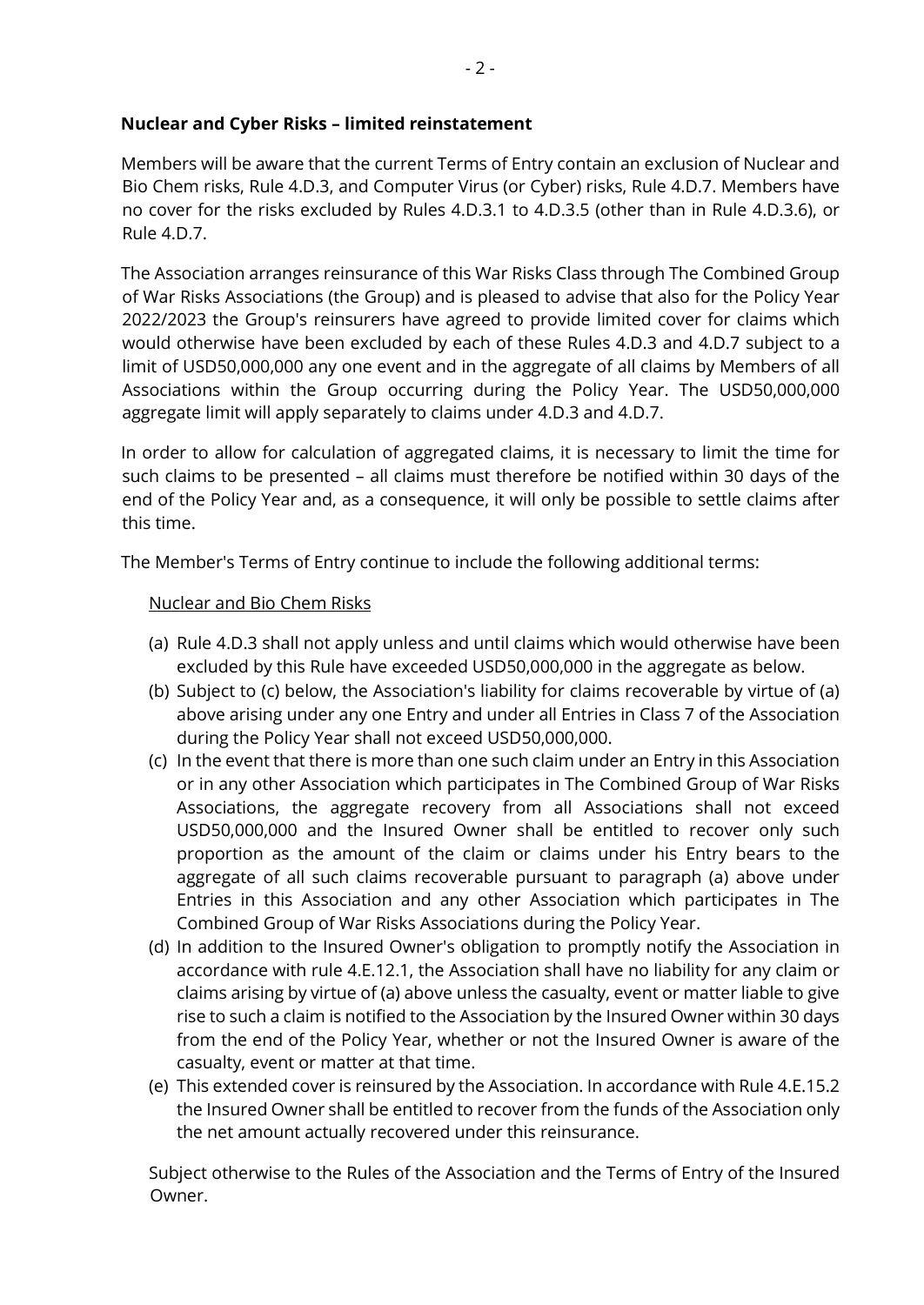**Nuclear and Cyber Risks – limited reinstatement**

Members will be aware that the current Terms of Entry contain an exclusion of Nuclear and Bio Chem risks, Rule 4.D.3, and Computer Virus (or Cyber) risks, Rule 4.D.7. Members have no cover for the risks excluded by Rules 4.D.3.1 to 4.D.3.5 (other than in Rule 4.D.3.6), or Rule 4.D.7.

The Association arranges reinsurance of this War Risks Class through The Combined Group of War Risks Associations (the Group) and is pleased to advise that also for the Policy Year 2022/2023 the Group's reinsurers have agreed to provide limited cover for claims which would otherwise have been excluded by each of these Rules 4.D.3 and 4.D.7 subject to a limit of USD50,000,000 any one event and in the aggregate of all claims by Members of all Associations within the Group occurring during the Policy Year. The USD50,000,000 aggregate limit will apply separately to claims under 4.D.3 and 4.D.7.

In order to allow for calculation of aggregated claims, it is necessary to limit the time for such claims to be presented – all claims must therefore be notified within 30 days of the end of the Policy Year and, as a consequence, it will only be possible to settle claims after this time.

The Member's Terms of Entry continue to include the following additional terms:

<u>Nuclear and Bio Chem Risks</u>

(a) Rule 4.D.3 shall not apply unless and until claims which would otherwise have been excluded by this Rule have exceeded USD50,000,000 in the aggregate as below.
(b) Subject to (c) below, the Association's liability for claims recoverable by virtue of (a) above arising under any one Entry and under all Entries in Class 7 of the Association during the Policy Year shall not exceed USD50,000,000.
(c) In the event that there is more than one such claim under an Entry in this Association or in any other Association which participates in The Combined Group of War Risks Associations, the aggregate recovery from all Associations shall not exceed USD50,000,000 and the Insured Owner shall be entitled to recover only such proportion as the amount of the claim or claims under his Entry bears to the aggregate of all such claims recoverable pursuant to paragraph (a) above under Entries in this Association and any other Association which participates in The Combined Group of War Risks Associations during the Policy Year.
(d) In addition to the Insured Owner's obligation to promptly notify the Association in accordance with rule 4.E.12.1, the Association shall have no liability for any claim or claims arising by virtue of (a) above unless the casualty, event or matter liable to give rise to such a claim is notified to the Association by the Insured Owner within 30 days from the end of the Policy Year, whether or not the Insured Owner is aware of the casualty, event or matter at that time.
(e) This extended cover is reinsured by the Association. In accordance with Rule 4.E.15.2 the Insured Owner shall be entitled to recover from the funds of the Association only the net amount actually recovered under this reinsurance.

Subject otherwise to the Rules of the Association and the Terms of Entry of the Insured Owner.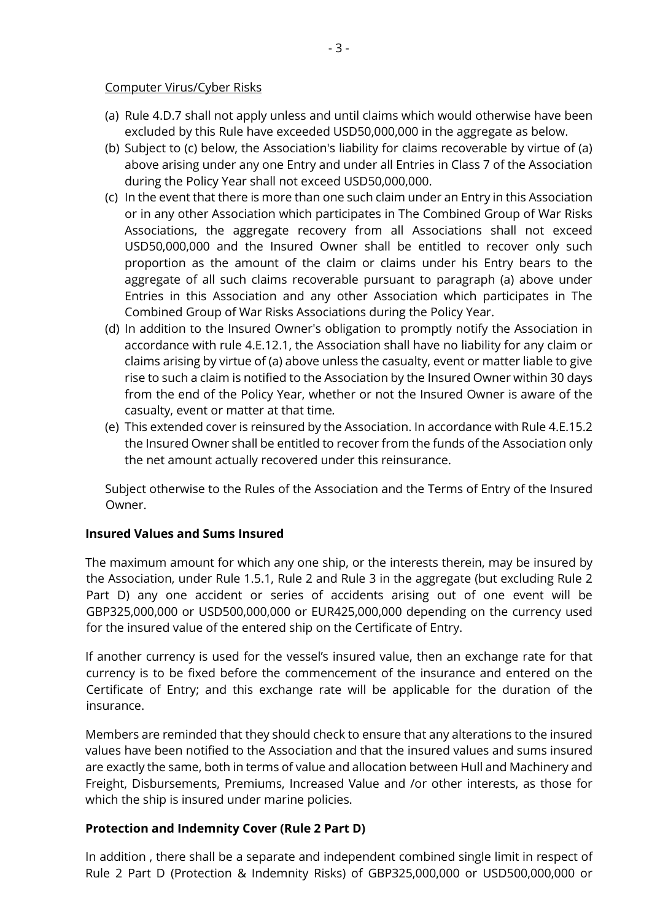Computer Virus/Cyber Risks

(a) Rule 4.D.7 shall not apply unless and until claims which would otherwise have been excluded by this Rule have exceeded USD50,000,000 in the aggregate as below.

(b) Subject to (c) below, the Association's liability for claims recoverable by virtue of (a) above arising under any one Entry and under all Entries in Class 7 of the Association during the Policy Year shall not exceed USD50,000,000.

(c) In the event that there is more than one such claim under an Entry in this Association or in any other Association which participates in The Combined Group of War Risks Associations, the aggregate recovery from all Associations shall not exceed USD50,000,000 and the Insured Owner shall be entitled to recover only such proportion as the amount of the claim or claims under his Entry bears to the aggregate of all such claims recoverable pursuant to paragraph (a) above under Entries in this Association and any other Association which participates in The Combined Group of War Risks Associations during the Policy Year.

(d) In addition to the Insured Owner's obligation to promptly notify the Association in accordance with rule 4.E.12.1, the Association shall have no liability for any claim or claims arising by virtue of (a) above unless the casualty, event or matter liable to give rise to such a claim is notified to the Association by the Insured Owner within 30 days from the end of the Policy Year, whether or not the Insured Owner is aware of the casualty, event or matter at that time.

(e) This extended cover is reinsured by the Association. In accordance with Rule 4.E.15.2 the Insured Owner shall be entitled to recover from the funds of the Association only the net amount actually recovered under this reinsurance.

Subject otherwise to the Rules of the Association and the Terms of Entry of the Insured Owner.

**Insured Values and Sums Insured**

The maximum amount for which any one ship, or the interests therein, may be insured by the Association, under Rule 1.5.1, Rule 2 and Rule 3 in the aggregate (but excluding Rule 2 Part D) any one accident or series of accidents arising out of one event will be GBP325,000,000 or USD500,000,000 or EUR425,000,000 depending on the currency used for the insured value of the entered ship on the Certificate of Entry.

If another currency is used for the vessel's insured value, then an exchange rate for that currency is to be fixed before the commencement of the insurance and entered on the Certificate of Entry; and this exchange rate will be applicable for the duration of the insurance.

Members are reminded that they should check to ensure that any alterations to the insured values have been notified to the Association and that the insured values and sums insured are exactly the same, both in terms of value and allocation between Hull and Machinery and Freight, Disbursements, Premiums, Increased Value and /or other interests, as those for which the ship is insured under marine policies.

**Protection and Indemnity Cover (Rule 2 Part D)**

In addition , there shall be a separate and independent combined single limit in respect of Rule 2 Part D (Protection & Indemnity Risks) of GBP325,000,000 or USD500,000,000 or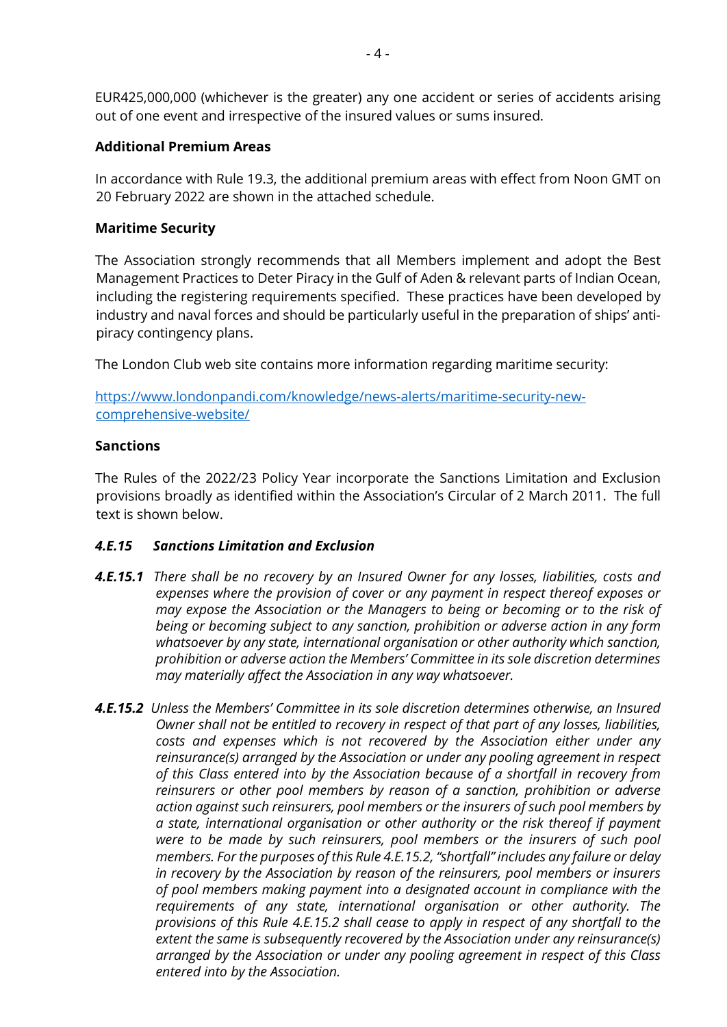EUR425,000,000 (whichever is the greater) any one accident or series of accidents arising out of one event and irrespective of the insured values or sums insured.

**Additional Premium Areas**

In accordance with Rule 19.3, the additional premium areas with effect from Noon GMT on 20 February 2022 are shown in the attached schedule.

**Maritime Security**

The Association strongly recommends that all Members implement and adopt the Best Management Practices to Deter Piracy in the Gulf of Aden & relevant parts of Indian Ocean, including the registering requirements specified. These practices have been developed by industry and naval forces and should be particularly useful in the preparation of ships' anti-piracy contingency plans.

The London Club web site contains more information regarding maritime security:

[https://www.londonpandi.com/knowledge/news-alerts/maritime-security-new-comprehensive-website/](https://www.londonpandi.com/knowledge/news-alerts/maritime-security-new-comprehensive-website/)

**Sanctions**

The Rules of the 2022/23 Policy Year incorporate the Sanctions Limitation and Exclusion provisions broadly as identified within the Association's Circular of 2 March 2011. The full text is shown below.

***4.E.15 Sanctions Limitation and Exclusion***

***4.E.15.1*** *There shall be no recovery by an Insured Owner for any losses, liabilities, costs and expenses where the provision of cover or any payment in respect thereof exposes or may expose the Association or the Managers to being or becoming or to the risk of being or becoming subject to any sanction, prohibition or adverse action in any form whatsoever by any state, international organisation or other authority which sanction, prohibition or adverse action the Members' Committee in its sole discretion determines may materially affect the Association in any way whatsoever.*

***4.E.15.2*** *Unless the Members' Committee in its sole discretion determines otherwise, an Insured Owner shall not be entitled to recovery in respect of that part of any losses, liabilities, costs and expenses which is not recovered by the Association either under any reinsurance(s) arranged by the Association or under any pooling agreement in respect of this Class entered into by the Association because of a shortfall in recovery from reinsurers or other pool members by reason of a sanction, prohibition or adverse action against such reinsurers, pool members or the insurers of such pool members by a state, international organisation or other authority or the risk thereof if payment were to be made by such reinsurers, pool members or the insurers of such pool members. For the purposes of this Rule 4.E.15.2, "shortfall" includes any failure or delay in recovery by the Association by reason of the reinsurers, pool members or insurers of pool members making payment into a designated account in compliance with the requirements of any state, international organisation or other authority. The provisions of this Rule 4.E.15.2 shall cease to apply in respect of any shortfall to the extent the same is subsequently recovered by the Association under any reinsurance(s) arranged by the Association or under any pooling agreement in respect of this Class entered into by the Association.*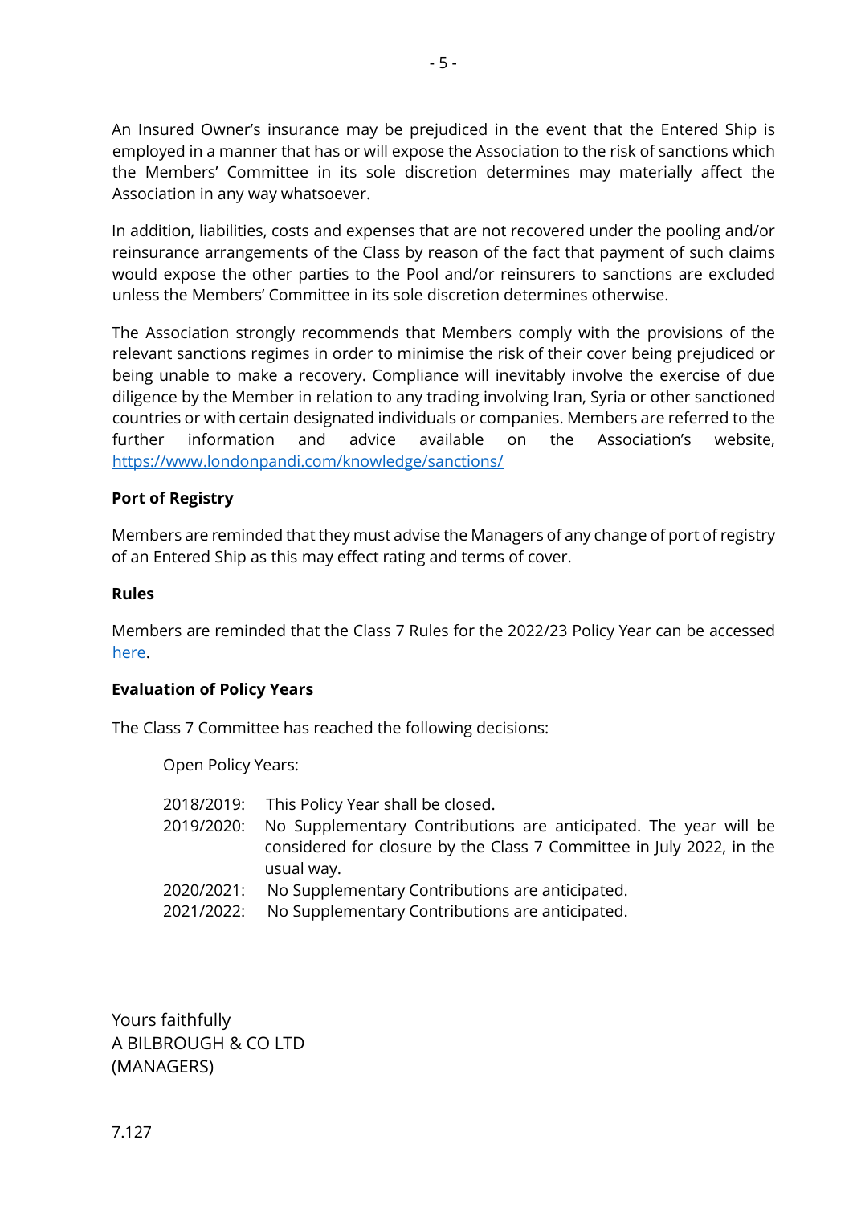An Insured Owner's insurance may be prejudiced in the event that the Entered Ship is employed in a manner that has or will expose the Association to the risk of sanctions which the Members' Committee in its sole discretion determines may materially affect the Association in any way whatsoever.

In addition, liabilities, costs and expenses that are not recovered under the pooling and/or reinsurance arrangements of the Class by reason of the fact that payment of such claims would expose the other parties to the Pool and/or reinsurers to sanctions are excluded unless the Members' Committee in its sole discretion determines otherwise.

The Association strongly recommends that Members comply with the provisions of the relevant sanctions regimes in order to minimise the risk of their cover being prejudiced or being unable to make a recovery. Compliance will inevitably involve the exercise of due diligence by the Member in relation to any trading involving Iran, Syria or other sanctioned countries or with certain designated individuals or companies. Members are referred to the further information and advice available on the Association's website, [https://www.londonpandi.com/knowledge/sanctions/](https://www.londonpandi.com/knowledge/sanctions/)

**Port of Registry**

Members are reminded that they must advise the Managers of any change of port of registry of an Entered Ship as this may effect rating and terms of cover.

**Rules**

Members are reminded that the Class 7 Rules for the 2022/23 Policy Year can be accessed here.

**Evaluation of Policy Years**

The Class 7 Committee has reached the following decisions:

Open Policy Years:

2018/2019: This Policy Year shall be closed.
2019/2020: No Supplementary Contributions are anticipated. The year will be considered for closure by the Class 7 Committee in July 2022, in the usual way.
2020/2021: No Supplementary Contributions are anticipated.
2021/2022: No Supplementary Contributions are anticipated.

Yours faithfully
A BILBROUGH & CO LTD
(MANAGERS)

7.127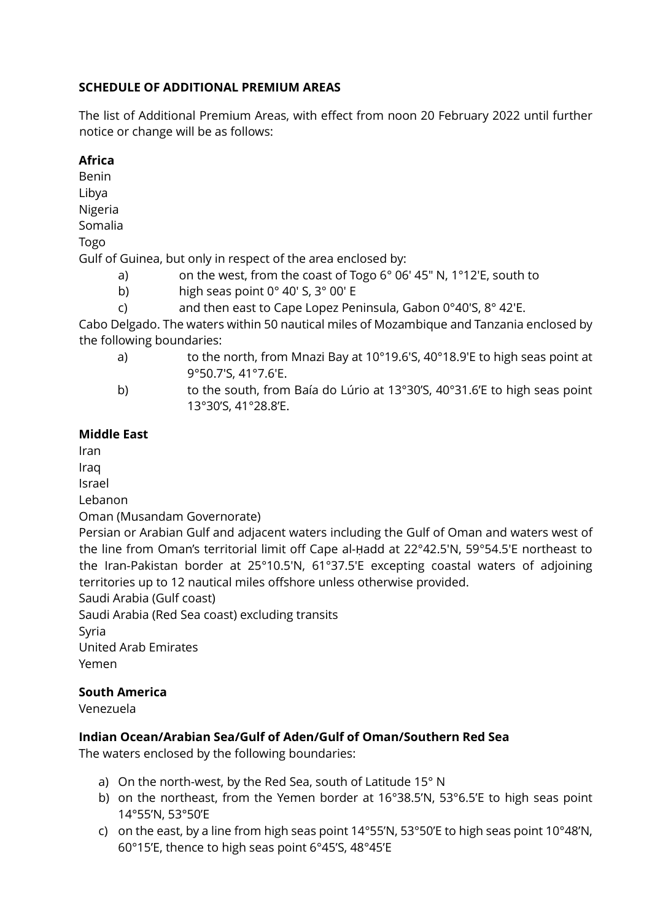**SCHEDULE OF ADDITIONAL PREMIUM AREAS**

The list of Additional Premium Areas, with effect from noon 20 February 2022 until further notice or change will be as follows:

**Africa**

Benin
Libya
Nigeria
Somalia
Togo
Gulf of Guinea, but only in respect of the area enclosed by:

a) on the west, from the coast of Togo 6° 06' 45" N, 1°12'E, south to
b) high seas point 0° 40' S, 3° 00' E
c) and then east to Cape Lopez Peninsula, Gabon 0°40'S, 8° 42'E.

Cabo Delgado. The waters within 50 nautical miles of Mozambique and Tanzania enclosed by the following boundaries:

a) to the north, from Mnazi Bay at 10°19.6'S, 40°18.9'E to high seas point at 9°50.7'S, 41°7.6'E.
b) to the south, from Baía do Lúrio at 13°30'S, 40°31.6'E to high seas point 13°30'S, 41°28.8'E.

**Middle East**

Iran
Iraq
Israel
Lebanon
Oman (Musandam Governorate)
Persian or Arabian Gulf and adjacent waters including the Gulf of Oman and waters west of the line from Oman's territorial limit off Cape al-Ḥadd at 22°42.5'N, 59°54.5'E northeast to the Iran-Pakistan border at 25°10.5'N, 61°37.5'E excepting coastal waters of adjoining territories up to 12 nautical miles offshore unless otherwise provided.
Saudi Arabia (Gulf coast)
Saudi Arabia (Red Sea coast) excluding transits
Syria
United Arab Emirates
Yemen

**South America**

Venezuela

**Indian Ocean/Arabian Sea/Gulf of Aden/Gulf of Oman/Southern Red Sea**

The waters enclosed by the following boundaries:

a) On the north-west, by the Red Sea, south of Latitude 15° N
b) on the northeast, from the Yemen border at 16°38.5'N, 53°6.5'E to high seas point 14°55'N, 53°50'E
c) on the east, by a line from high seas point 14°55'N, 53°50'E to high seas point 10°48'N, 60°15'E, thence to high seas point 6°45'S, 48°45'E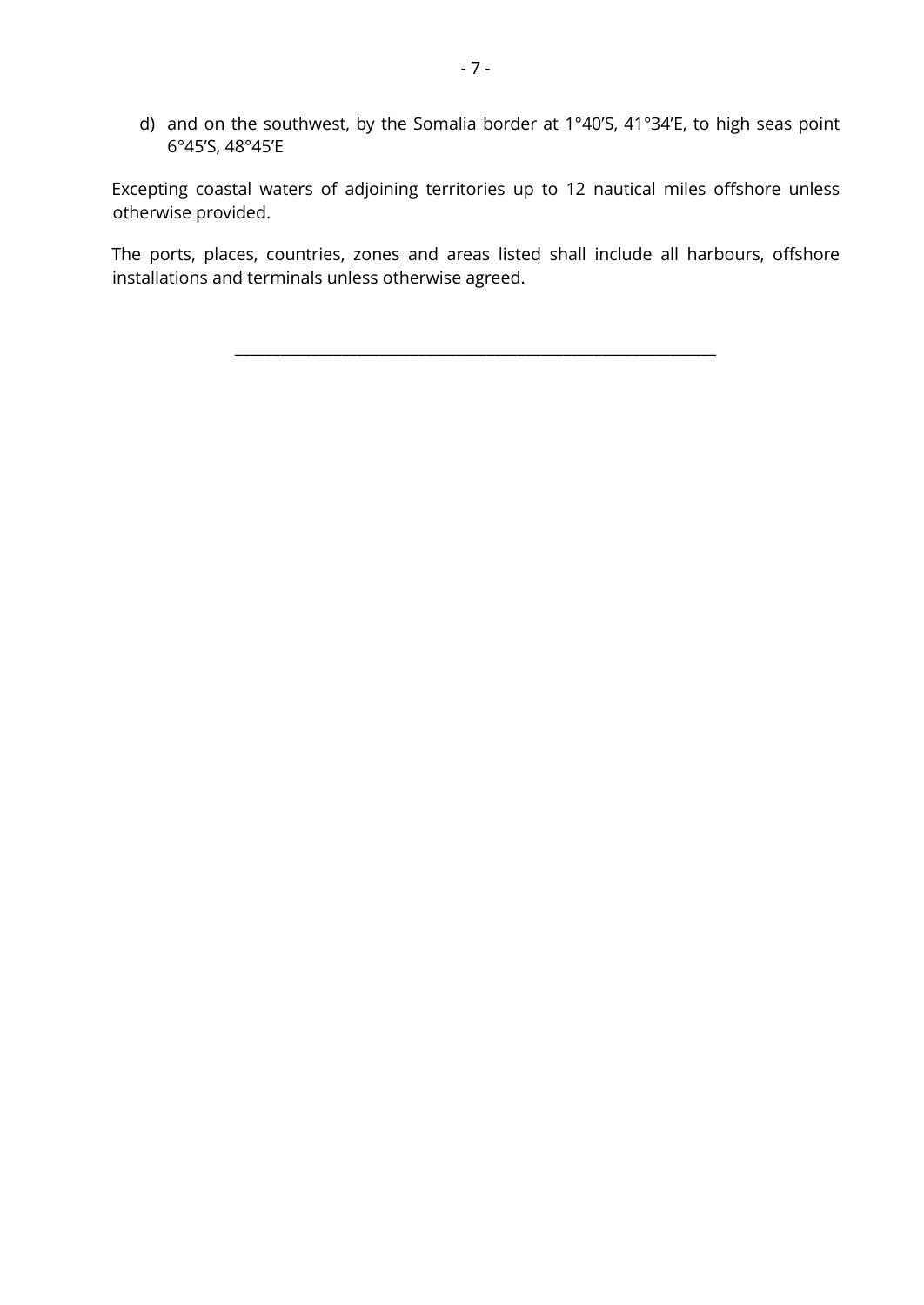d) and on the southwest, by the Somalia border at 1°40’S, 41°34’E, to high seas point 6°45’S, 48°45’E

Excepting coastal waters of adjoining territories up to 12 nautical miles offshore unless otherwise provided.

The ports, places, countries, zones and areas listed shall include all harbours, offshore installations and terminals unless otherwise agreed.

---